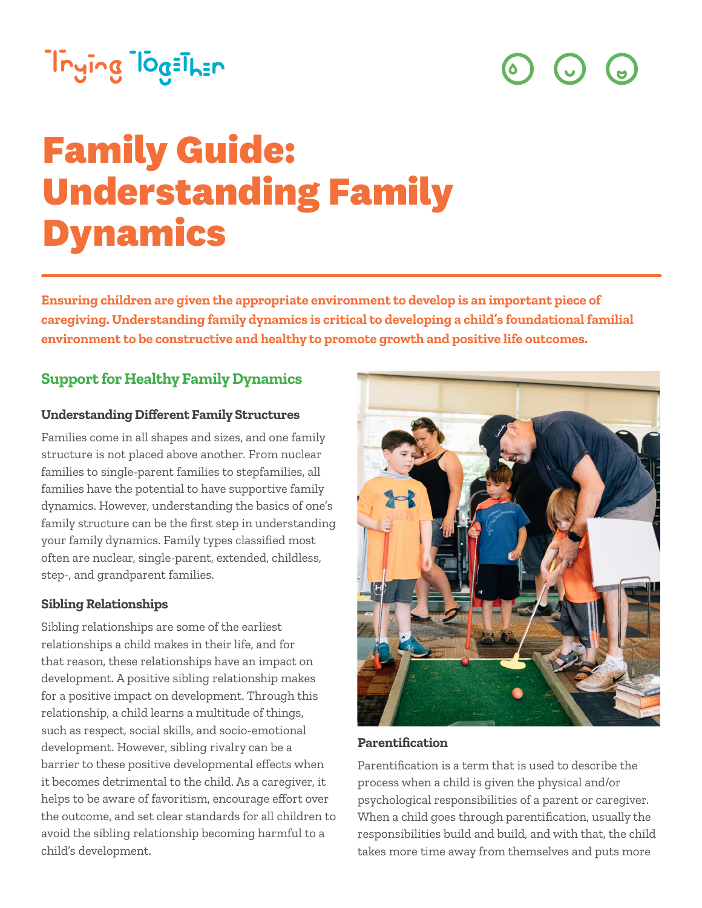# Family Guide: Understanding Family Dynamics

**Ensuring children are given the appropriate environment to develop is an important piece of caregiving. Understanding family dynamics is critical to developing a child's foundational familial environment to be constructive and healthy to promote growth and positive life outcomes.**

## Support for Healthy Family Dynamics

### Understanding Different Family Structures

Families come in all shapes and sizes, and one family structure is not placed above another. From nuclear families to single-parent families to stepfamilies, all families have the potential to have supportive family dynamics. However, understanding the basics of one's family structure can be the first step in understanding your family dynamics. Family types classified most often are nuclear, single-parent, extended, childless, step-, and grandparent families.

### Sibling Relationships

Sibling relationships are some of the earliest relationships a child makes in their life, and for that reason, these relationships have an impact on development. A positive sibling relationship makes for a positive impact on development. Through this relationship, a child learns a multitude of things, such as respect, social skills, and socio-emotional development. However, sibling rivalry can be a barrier to these positive developmental effects when it becomes detrimental to the child. As a caregiver, it helps to be aware of favoritism, encourage effort over the outcome, and set clear standards for all children to avoid the sibling relationship becoming harmful to a child's development.

### Parentification

Parentification is a term that is used to describe the process when a child is given the physical and/or psychological responsibilities of a parent or caregiver. When a child goes through parentification, usually the responsibilities build and build, and with that, the child takes more time away from themselves and puts more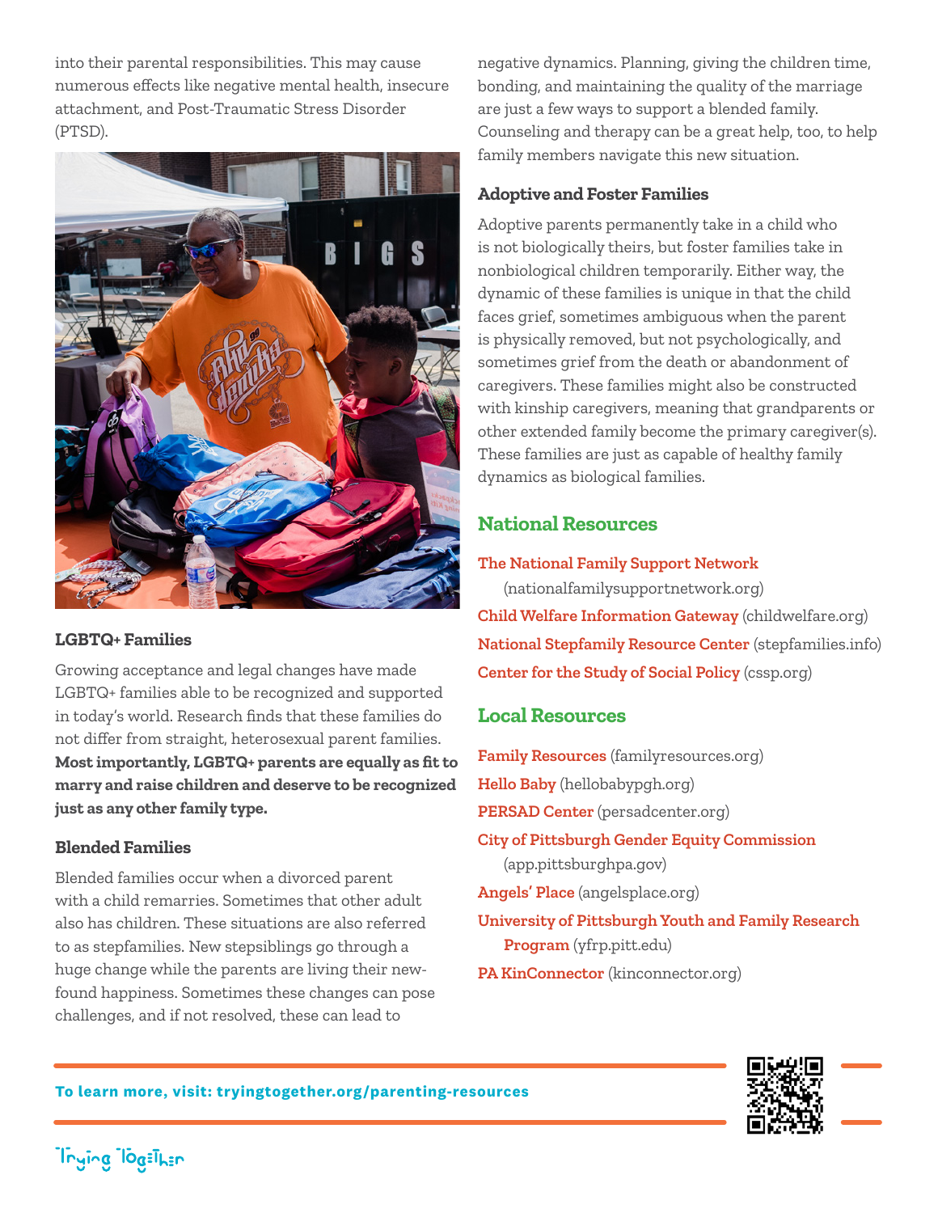into their parental responsibilities. This may cause numerous effects like negative mental health, insecure attachment, and Post-Traumatic Stress Disorder (PTSD).

### LGBTQ+ Families

Growing acceptance and legal changes have made LGBTQ+ families able to be recognized and supported in today's world. Research finds that these families do not differ from straight, heterosexual parent families. **Most importantly, LGBTQ+ parents are equally as fit to marry and raise children and deserve to be recognized just as any other family type.**

### Blended Families

Blended families occur when a divorced parent with a child remarries. Sometimes that other adult also has children. These situations are also referred to as stepfamilies. New stepsiblings go through a huge change while the parents are living their new-found happiness. Sometimes these changes can pose challenges, and if not resolved, these can lead to negative dynamics. Planning, giving the children time, bonding, and maintaining the quality of the marriage are just a few ways to support a blended family. Counseling and therapy can be a great help, too, to help family members navigate this new situation.

### Adoptive and Foster Families

Adoptive parents permanently take in a child who is not biologically theirs, but foster families take in nonbiological children temporarily. Either way, the dynamic of these families is unique in that the child faces grief, sometimes ambiguous when the parent is physically removed, but not psychologically, and sometimes grief from the death or abandonment of caregivers. These families might also be constructed with kinship caregivers, meaning that grandparents or other extended family become the primary caregiver(s). These families are just as capable of healthy family dynamics as biological families.

## National Resources

**The National Family Support Network** (nationalfamilysupportnetwork.org)

**Child Welfare Information Gateway** (childwelfare.org)

**National Stepfamily Resource Center** (stepfamilies.info)

**Center for the Study of Social Policy** (cssp.org)

## Local Resources

**Family Resources** (familyresources.org)

**Hello Baby** (hellobabypgh.org)

**PERSAD Center** (persadcenter.org)

**City of Pittsburgh Gender Equity Commission** (app.pittsburghpa.gov)

**Angels' Place** (angelsplace.org)

**University of Pittsburgh Youth and Family Research Program** (yfrp.pitt.edu)

**PA KinConnector** (kinconnector.org)

**To learn more, visit: tryingtogether.org/parenting-resources**

Trying Together